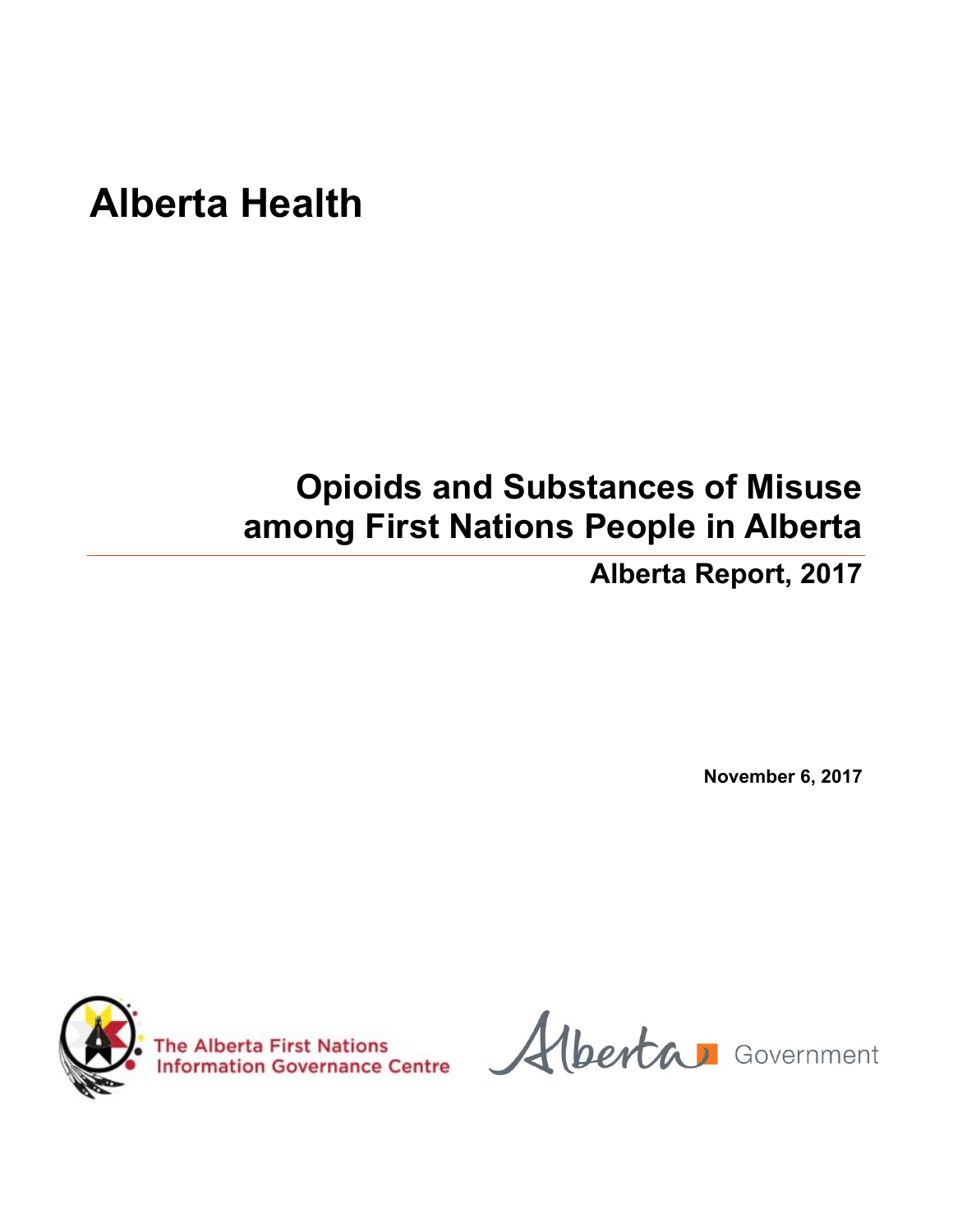# Alberta Health

## Opioids and Substances of Misuse among First Nations People in Alberta

### Alberta Report, 2017

**November 6, 2017**

The Alberta First Nations Information Governance Centre

Alberta Government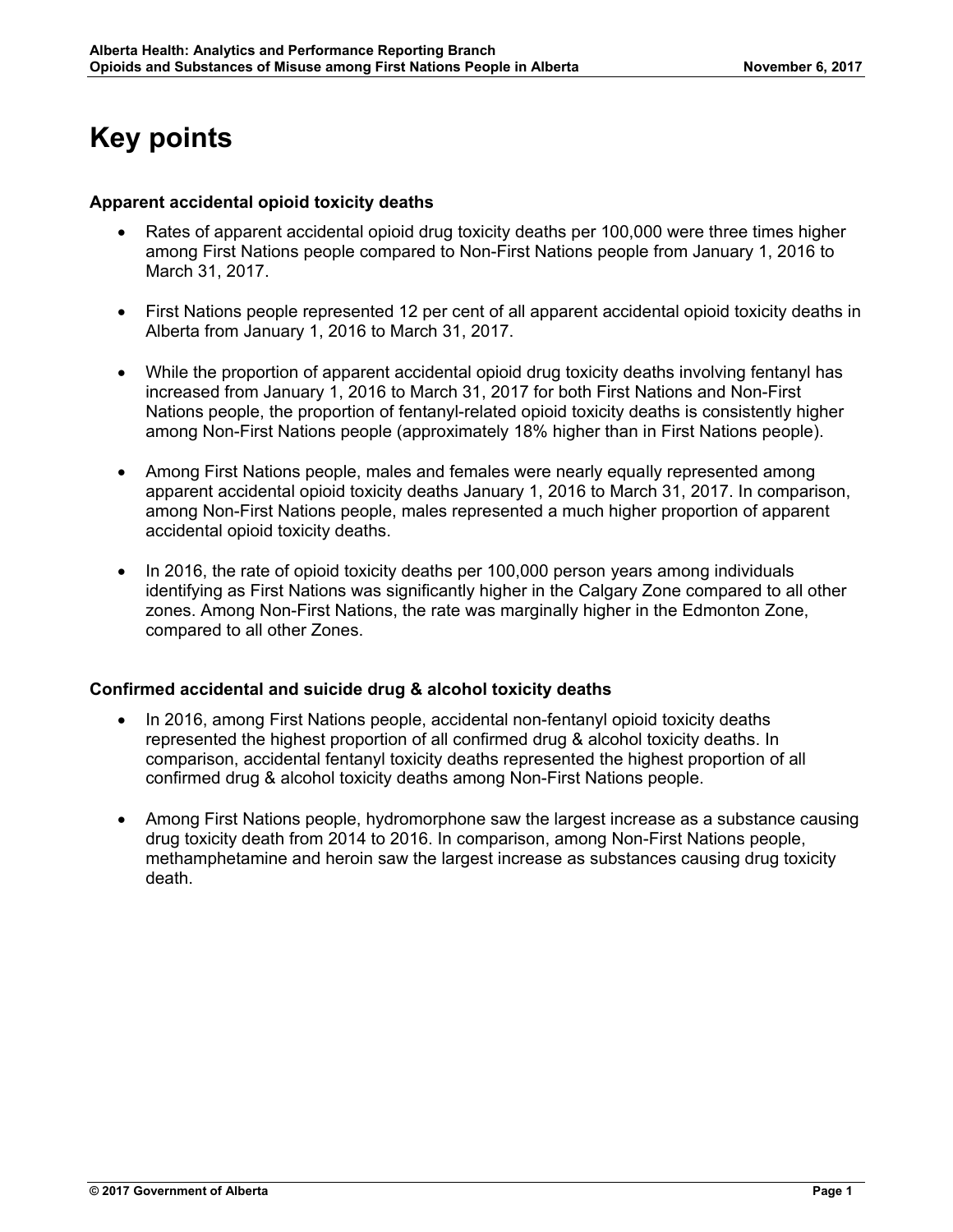# Key points

**Apparent accidental opioid toxicity deaths**

- Rates of apparent accidental opioid drug toxicity deaths per 100,000 were three times higher among First Nations people compared to Non-First Nations people from January 1, 2016 to March 31, 2017.
- First Nations people represented 12 per cent of all apparent accidental opioid toxicity deaths in Alberta from January 1, 2016 to March 31, 2017.
- While the proportion of apparent accidental opioid drug toxicity deaths involving fentanyl has increased from January 1, 2016 to March 31, 2017 for both First Nations and Non-First Nations people, the proportion of fentanyl-related opioid toxicity deaths is consistently higher among Non-First Nations people (approximately 18% higher than in First Nations people).
- Among First Nations people, males and females were nearly equally represented among apparent accidental opioid toxicity deaths January 1, 2016 to March 31, 2017. In comparison, among Non-First Nations people, males represented a much higher proportion of apparent accidental opioid toxicity deaths.
- In 2016, the rate of opioid toxicity deaths per 100,000 person years among individuals identifying as First Nations was significantly higher in the Calgary Zone compared to all other zones. Among Non-First Nations, the rate was marginally higher in the Edmonton Zone, compared to all other Zones.

**Confirmed accidental and suicide drug & alcohol toxicity deaths**

- In 2016, among First Nations people, accidental non-fentanyl opioid toxicity deaths represented the highest proportion of all confirmed drug & alcohol toxicity deaths. In comparison, accidental fentanyl toxicity deaths represented the highest proportion of all confirmed drug & alcohol toxicity deaths among Non-First Nations people.
- Among First Nations people, hydromorphone saw the largest increase as a substance causing drug toxicity death from 2014 to 2016. In comparison, among Non-First Nations people, methamphetamine and heroin saw the largest increase as substances causing drug toxicity death.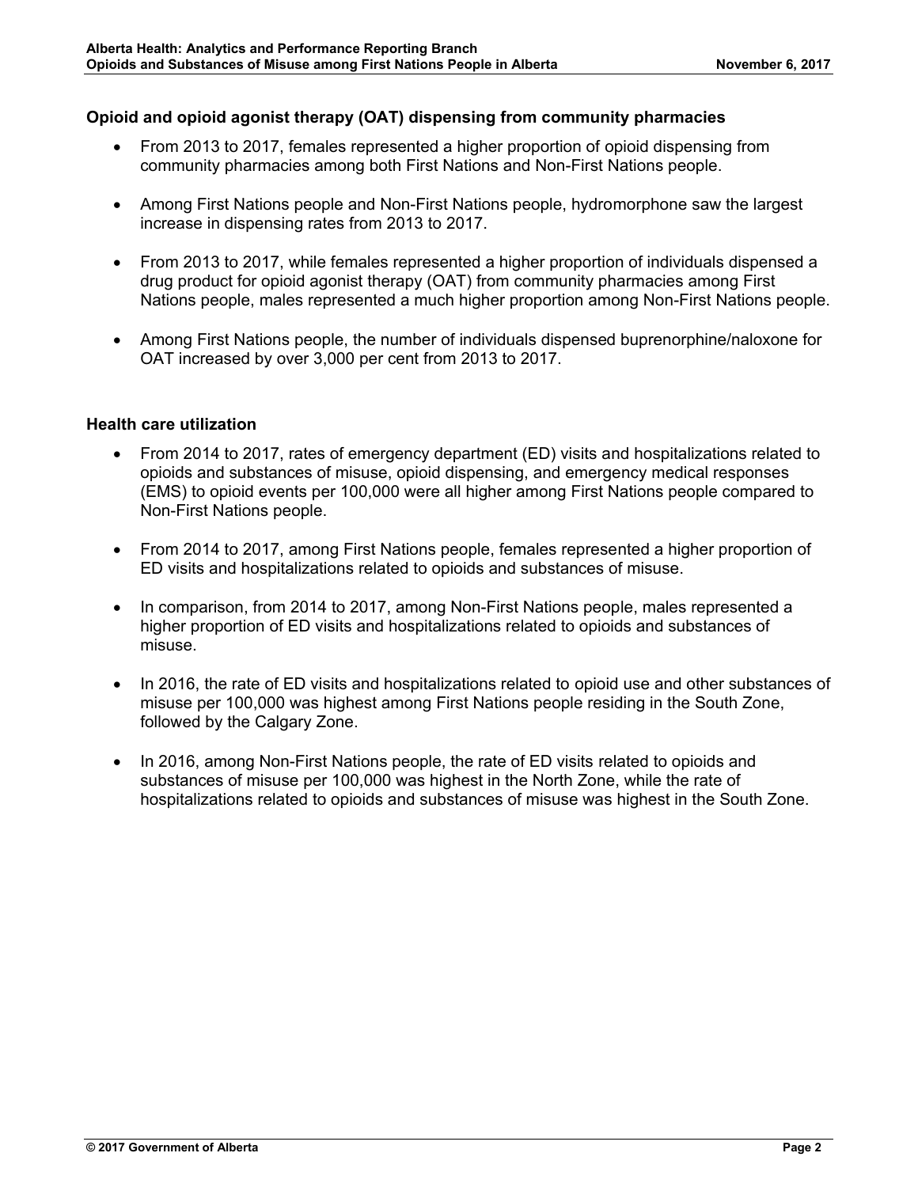**Opioid and opioid agonist therapy (OAT) dispensing from community pharmacies**

- From 2013 to 2017, females represented a higher proportion of opioid dispensing from community pharmacies among both First Nations and Non-First Nations people.
- Among First Nations people and Non-First Nations people, hydromorphone saw the largest increase in dispensing rates from 2013 to 2017.
- From 2013 to 2017, while females represented a higher proportion of individuals dispensed a drug product for opioid agonist therapy (OAT) from community pharmacies among First Nations people, males represented a much higher proportion among Non-First Nations people.
- Among First Nations people, the number of individuals dispensed buprenorphine/naloxone for OAT increased by over 3,000 per cent from 2013 to 2017.

**Health care utilization**

- From 2014 to 2017, rates of emergency department (ED) visits and hospitalizations related to opioids and substances of misuse, opioid dispensing, and emergency medical responses (EMS) to opioid events per 100,000 were all higher among First Nations people compared to Non-First Nations people.
- From 2014 to 2017, among First Nations people, females represented a higher proportion of ED visits and hospitalizations related to opioids and substances of misuse.
- In comparison, from 2014 to 2017, among Non-First Nations people, males represented a higher proportion of ED visits and hospitalizations related to opioids and substances of misuse.
- In 2016, the rate of ED visits and hospitalizations related to opioid use and other substances of misuse per 100,000 was highest among First Nations people residing in the South Zone, followed by the Calgary Zone.
- In 2016, among Non-First Nations people, the rate of ED visits related to opioids and substances of misuse per 100,000 was highest in the North Zone, while the rate of hospitalizations related to opioids and substances of misuse was highest in the South Zone.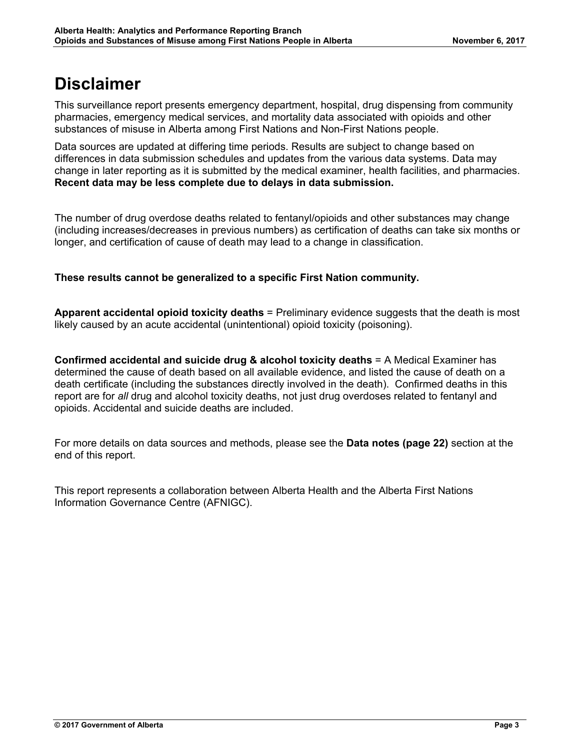# Disclaimer

This surveillance report presents emergency department, hospital, drug dispensing from community pharmacies, emergency medical services, and mortality data associated with opioids and other substances of misuse in Alberta among First Nations and Non-First Nations people.

Data sources are updated at differing time periods. Results are subject to change based on differences in data submission schedules and updates from the various data systems. Data may change in later reporting as it is submitted by the medical examiner, health facilities, and pharmacies. **Recent data may be less complete due to delays in data submission.**

The number of drug overdose deaths related to fentanyl/opioids and other substances may change (including increases/decreases in previous numbers) as certification of deaths can take six months or longer, and certification of cause of death may lead to a change in classification.

**These results cannot be generalized to a specific First Nation community.**

**Apparent accidental opioid toxicity deaths** = Preliminary evidence suggests that the death is most likely caused by an acute accidental (unintentional) opioid toxicity (poisoning).

**Confirmed accidental and suicide drug & alcohol toxicity deaths** = A Medical Examiner has determined the cause of death based on all available evidence, and listed the cause of death on a death certificate (including the substances directly involved in the death). Confirmed deaths in this report are for *all* drug and alcohol toxicity deaths, not just drug overdoses related to fentanyl and opioids. Accidental and suicide deaths are included.

For more details on data sources and methods, please see the **Data notes (page 22)** section at the end of this report.

This report represents a collaboration between Alberta Health and the Alberta First Nations Information Governance Centre (AFNIGC).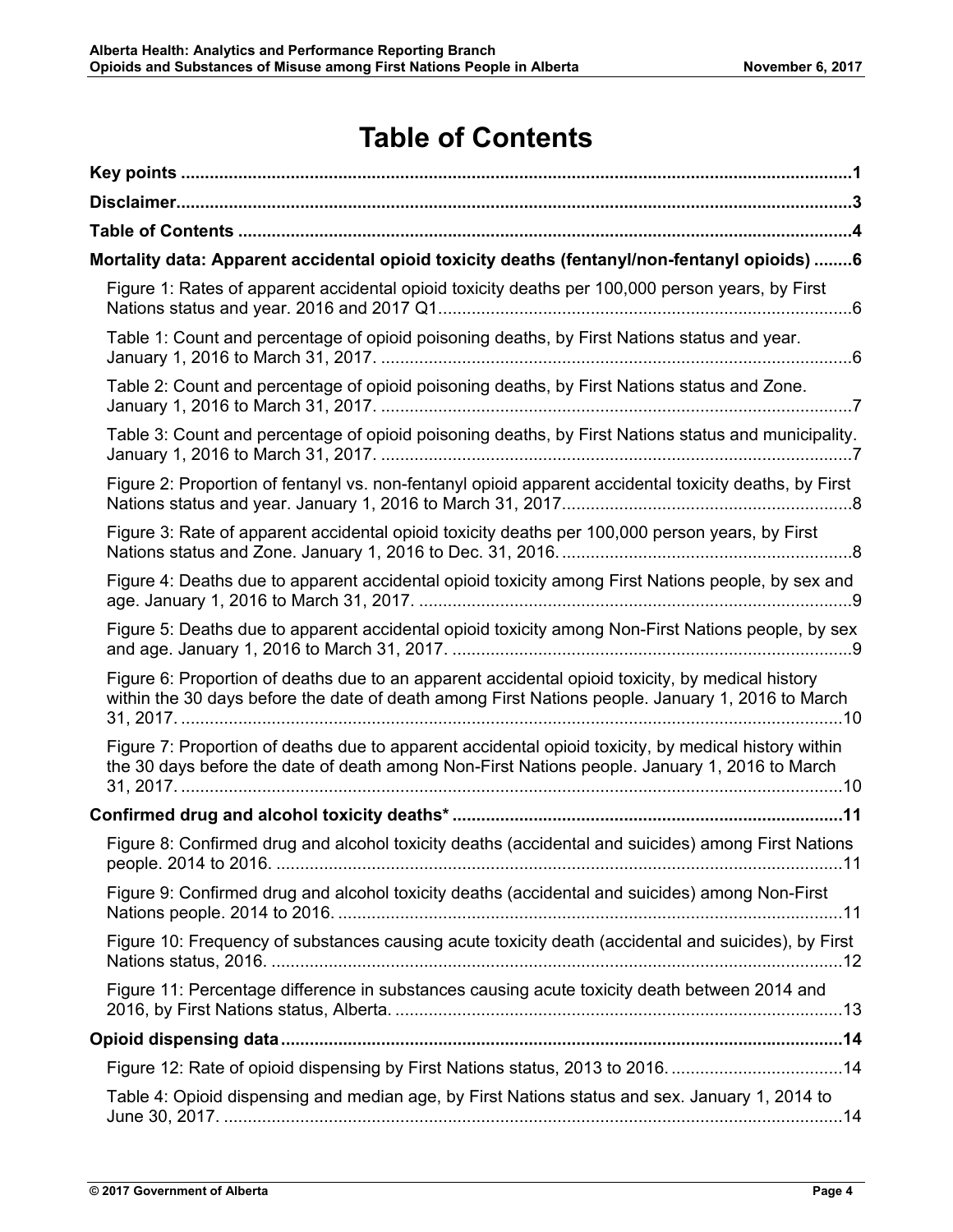# Table of Contents

**Key points ............................................................................................................................1**

**Disclaimer..............................................................................................................................3**

**Table of Contents ...................................................................................................................4**

**Mortality data: Apparent accidental opioid toxicity deaths (fentanyl/non-fentanyl opioids) ........6**

- Figure 1: Rates of apparent accidental opioid toxicity deaths per 100,000 person years, by First Nations status and year. 2016 and 2017 Q1.......................................................................................6
- Table 1: Count and percentage of opioid poisoning deaths, by First Nations status and year. January 1, 2016 to March 31, 2017. ...................................................................................................6
- Table 2: Count and percentage of opioid poisoning deaths, by First Nations status and Zone. January 1, 2016 to March 31, 2017. ...................................................................................................7
- Table 3: Count and percentage of opioid poisoning deaths, by First Nations status and municipality. January 1, 2016 to March 31, 2017. ...................................................................................................7
- Figure 2: Proportion of fentanyl vs. non-fentanyl opioid apparent accidental toxicity deaths, by First Nations status and year. January 1, 2016 to March 31, 2017............................................................8
- Figure 3: Rate of apparent accidental opioid toxicity deaths per 100,000 person years, by First Nations status and Zone. January 1, 2016 to Dec. 31, 2016. ............................................................8
- Figure 4: Deaths due to apparent accidental opioid toxicity among First Nations people, by sex and age. January 1, 2016 to March 31, 2017. ...........................................................................................9
- Figure 5: Deaths due to apparent accidental opioid toxicity among Non-First Nations people, by sex and age. January 1, 2016 to March 31, 2017. ....................................................................................9
- Figure 6: Proportion of deaths due to an apparent accidental opioid toxicity, by medical history within the 30 days before the date of death among First Nations people. January 1, 2016 to March 31, 2017. ...........................................................................................................................................10
- Figure 7: Proportion of deaths due to apparent accidental opioid toxicity, by medical history within the 30 days before the date of death among Non-First Nations people. January 1, 2016 to March 31, 2017. ...........................................................................................................................................10

**Confirmed drug and alcohol toxicity deaths* ..................................................................................11**

- Figure 8: Confirmed drug and alcohol toxicity deaths (accidental and suicides) among First Nations people. 2014 to 2016. .......................................................................................................................11
- Figure 9: Confirmed drug and alcohol toxicity deaths (accidental and suicides) among Non-First Nations people. 2014 to 2016. ..........................................................................................................11
- Figure 10: Frequency of substances causing acute toxicity death (accidental and suicides), by First Nations status, 2016. ........................................................................................................................12
- Figure 11: Percentage difference in substances causing acute toxicity death between 2014 and 2016, by First Nations status, Alberta. ..............................................................................................13

**Opioid dispensing data......................................................................................................................14**

- Figure 12: Rate of opioid dispensing by First Nations status, 2013 to 2016. ....................................14
- Table 4: Opioid dispensing and median age, by First Nations status and sex. January 1, 2014 to June 30, 2017. ..................................................................................................................................14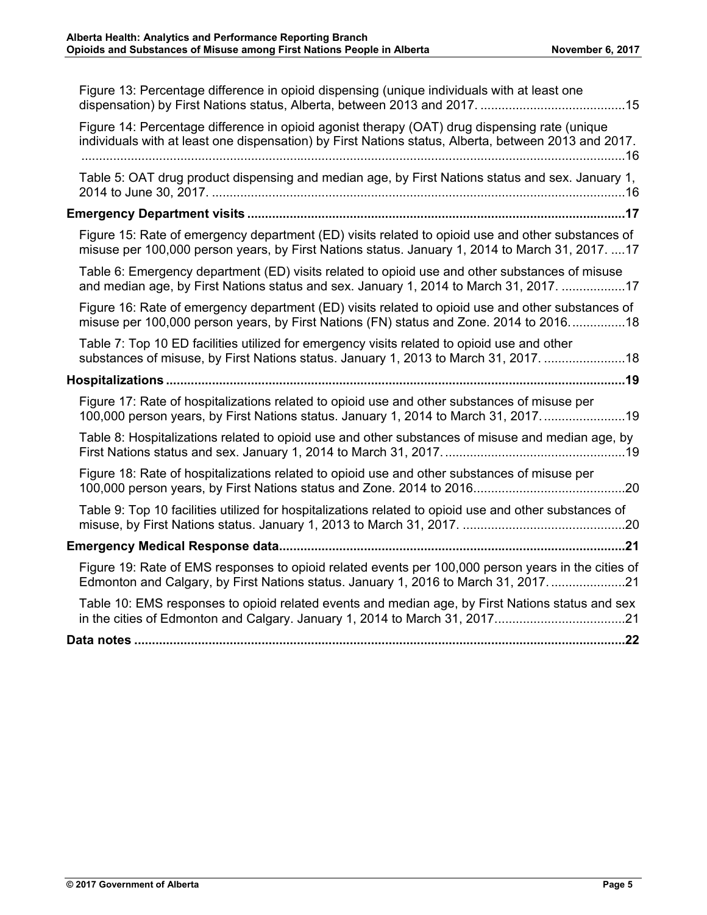Figure 13: Percentage difference in opioid dispensing (unique individuals with at least one dispensation) by First Nations status, Alberta, between 2013 and 2017. .........................................15

Figure 14: Percentage difference in opioid agonist therapy (OAT) drug dispensing rate (unique individuals with at least one dispensation) by First Nations status, Alberta, between 2013 and 2017. ..........................................................................................................................................16

Table 5: OAT drug product dispensing and median age, by First Nations status and sex. January 1, 2014 to June 30, 2017. ....................................................................................................................16

**Emergency Department visits .........................................................................................................17**

Figure 15: Rate of emergency department (ED) visits related to opioid use and other substances of misuse per 100,000 person years, by First Nations status. January 1, 2014 to March 31, 2017. ....17

Table 6: Emergency department (ED) visits related to opioid use and other substances of misuse and median age, by First Nations status and sex. January 1, 2014 to March 31, 2017. ..................17

Figure 16: Rate of emergency department (ED) visits related to opioid use and other substances of misuse per 100,000 person years, by First Nations (FN) status and Zone. 2014 to 2016...............18

Table 7: Top 10 ED facilities utilized for emergency visits related to opioid use and other substances of misuse, by First Nations status. January 1, 2013 to March 31, 2017. .......................18

**Hospitalizations ..................................................................................................................................19**

Figure 17: Rate of hospitalizations related to opioid use and other substances of misuse per 100,000 person years, by First Nations status. January 1, 2014 to March 31, 2017. .......................19

Table 8: Hospitalizations related to opioid use and other substances of misuse and median age, by First Nations status and sex. January 1, 2014 to March 31, 2017. ...................................................19

Figure 18: Rate of hospitalizations related to opioid use and other substances of misuse per 100,000 person years, by First Nations status and Zone. 2014 to 2016...........................................20

Table 9: Top 10 facilities utilized for hospitalizations related to opioid use and other substances of misuse, by First Nations status. January 1, 2013 to March 31, 2017. ..............................................20

**Emergency Medical Response data.................................................................................................21**

Figure 19: Rate of EMS responses to opioid related events per 100,000 person years in the cities of Edmonton and Calgary, by First Nations status. January 1, 2016 to March 31, 2017. .....................21

Table 10: EMS responses to opioid related events and median age, by First Nations status and sex in the cities of Edmonton and Calgary. January 1, 2014 to March 31, 2017.....................................21

**Data notes ..........................................................................................................................................22**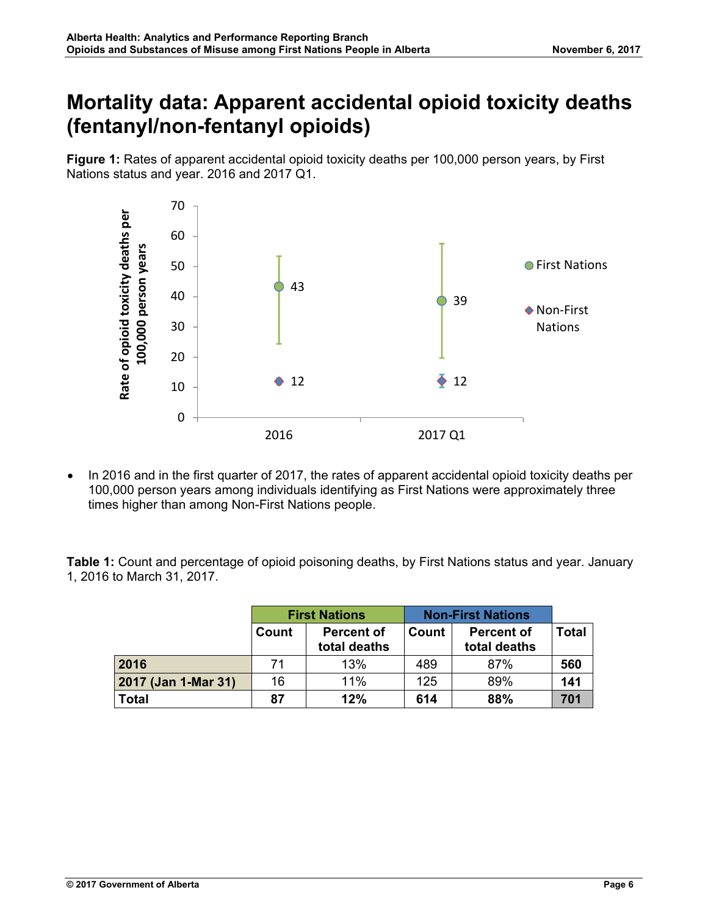# Mortality data: Apparent accidental opioid toxicity deaths (fentanyl/non-fentanyl opioids)

**Figure 1:** Rates of apparent accidental opioid toxicity deaths per 100,000 person years, by First Nations status and year. 2016 and 2017 Q1.

- In 2016 and in the first quarter of 2017, the rates of apparent accidental opioid toxicity deaths per 100,000 person years among individuals identifying as First Nations were approximately three times higher than among Non-First Nations people.

**Table 1:** Count and percentage of opioid poisoning deaths, by First Nations status and year. January 1, 2016 to March 31, 2017.

| | First Nations | | Non-First Nations | | |
|---|---|---|---|---|---|
| | Count | Percent of total deaths | Count | Percent of total deaths | Total |
| **2016** | 71 | 13% | 489 | 87% | **560** |
| **2017 (Jan 1-Mar 31)** | 16 | 11% | 125 | 89% | **141** |
| **Total** | **87** | **12%** | **614** | **88%** | **701** |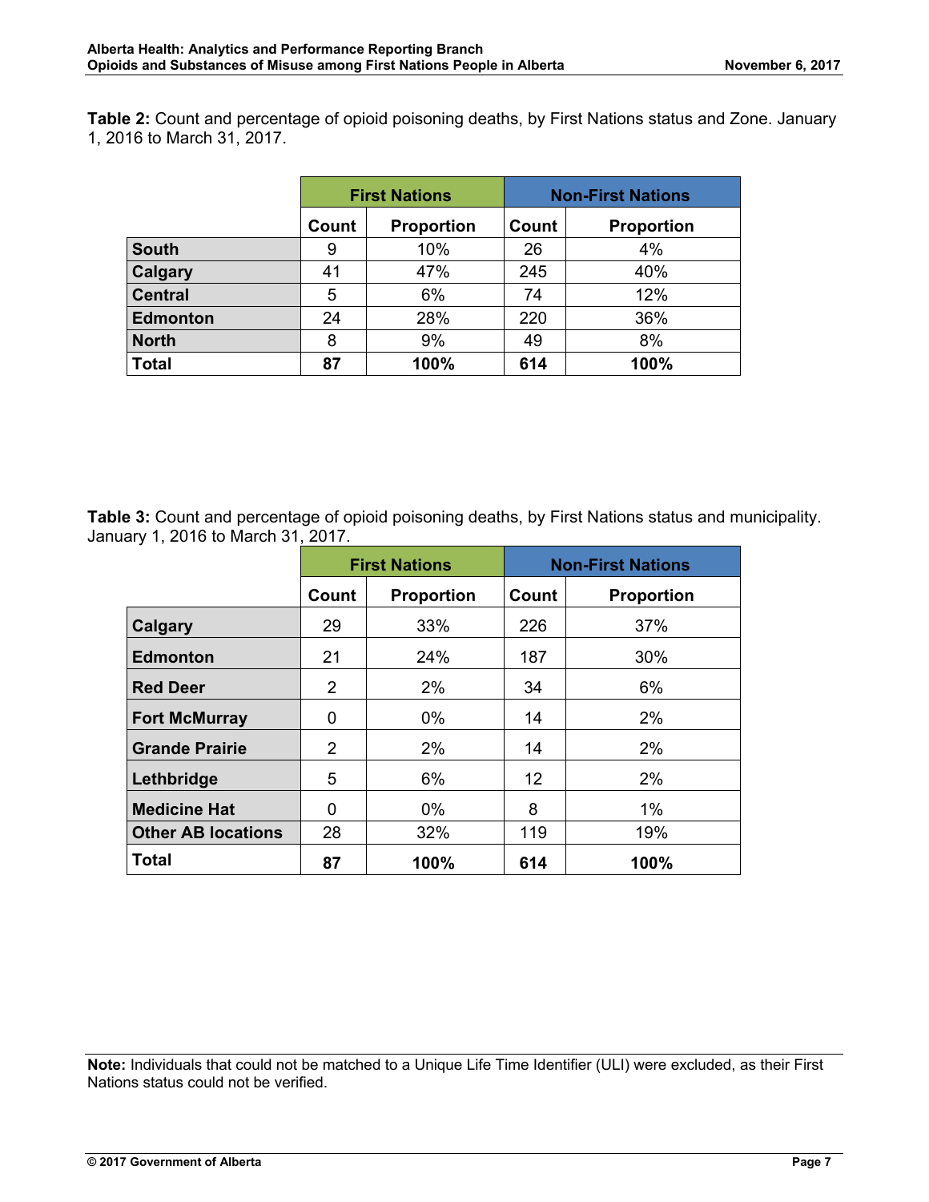**Table 2:** Count and percentage of opioid poisoning deaths, by First Nations status and Zone. January 1, 2016 to March 31, 2017.

| | First Nations | | Non-First Nations | |
|---|---|---|---|---|
| | Count | Proportion | Count | Proportion |
| **South** | 9 | 10% | 26 | 4% |
| **Calgary** | 41 | 47% | 245 | 40% |
| **Central** | 5 | 6% | 74 | 12% |
| **Edmonton** | 24 | 28% | 220 | 36% |
| **North** | 8 | 9% | 49 | 8% |
| **Total** | **87** | **100%** | **614** | **100%** |

**Table 3:** Count and percentage of opioid poisoning deaths, by First Nations status and municipality. January 1, 2016 to March 31, 2017.

| | First Nations | | Non-First Nations | |
|---|---|---|---|---|
| | Count | Proportion | Count | Proportion |
| **Calgary** | 29 | 33% | 226 | 37% |
| **Edmonton** | 21 | 24% | 187 | 30% |
| **Red Deer** | 2 | 2% | 34 | 6% |
| **Fort McMurray** | 0 | 0% | 14 | 2% |
| **Grande Prairie** | 2 | 2% | 14 | 2% |
| **Lethbridge** | 5 | 6% | 12 | 2% |
| **Medicine Hat** | 0 | 0% | 8 | 1% |
| **Other AB locations** | 28 | 32% | 119 | 19% |
| **Total** | **87** | **100%** | **614** | **100%** |

**Note:** Individuals that could not be matched to a Unique Life Time Identifier (ULI) were excluded, as their First Nations status could not be verified.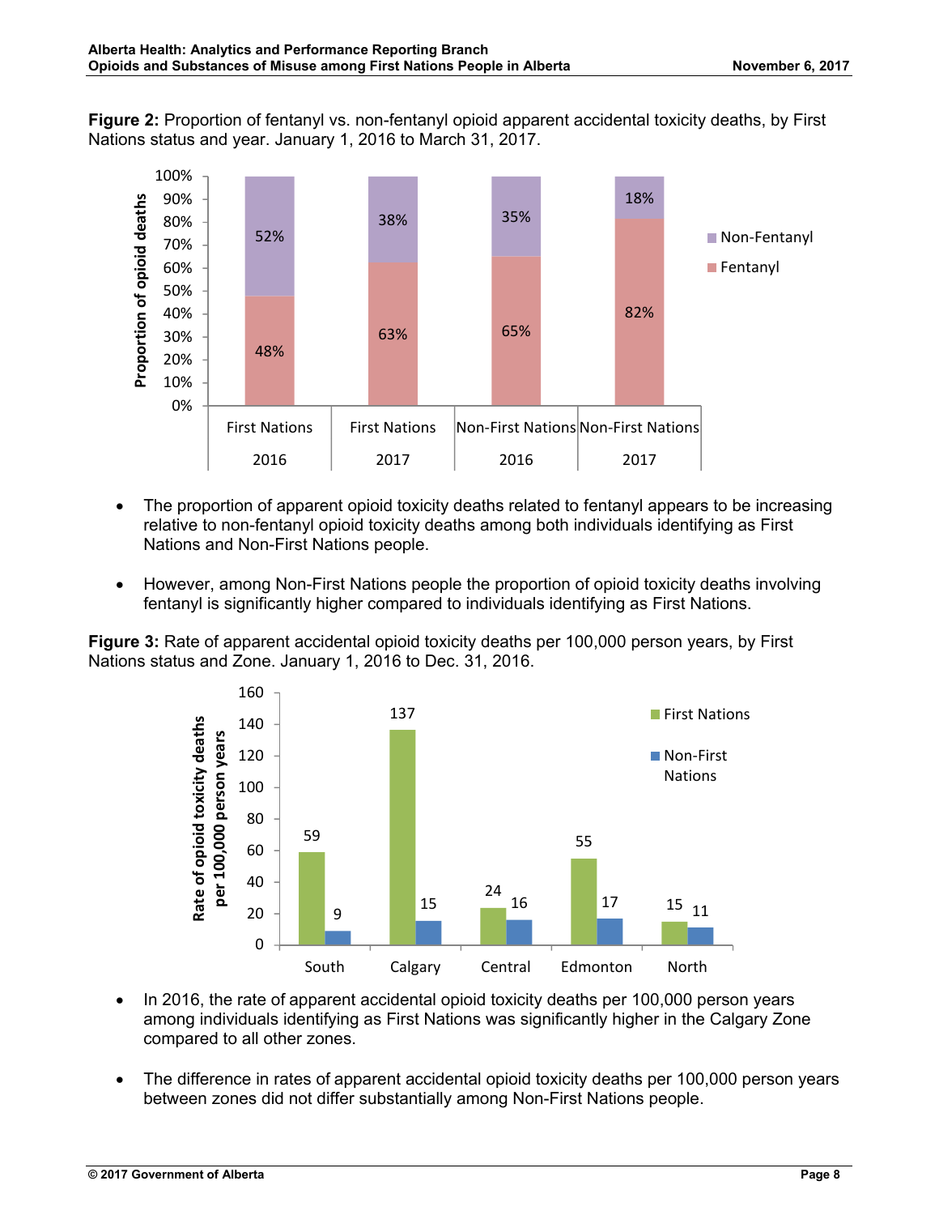**Figure 2:** Proportion of fentanyl vs. non-fentanyl opioid apparent accidental toxicity deaths, by First Nations status and year. January 1, 2016 to March 31, 2017.

| | Fentanyl | Non-Fentanyl |
|---|---|---|
| First Nations 2016 | 48% | 52% |
| First Nations 2017 | 63% | 38% |
| Non-First Nations 2016 | 65% | 35% |
| Non-First Nations 2017 | 82% | 18% |

- The proportion of apparent opioid toxicity deaths related to fentanyl appears to be increasing relative to non-fentanyl opioid toxicity deaths among both individuals identifying as First Nations and Non-First Nations people.
- However, among Non-First Nations people the proportion of opioid toxicity deaths involving fentanyl is significantly higher compared to individuals identifying as First Nations.

**Figure 3:** Rate of apparent accidental opioid toxicity deaths per 100,000 person years, by First Nations status and Zone. January 1, 2016 to Dec. 31, 2016.

| Zone | First Nations | Non-First Nations |
|---|---|---|
| South | 59 | 9 |
| Calgary | 137 | 15 |
| Central | 24 | 16 |
| Edmonton | 55 | 17 |
| North | 15 | 11 |

- In 2016, the rate of apparent accidental opioid toxicity deaths per 100,000 person years among individuals identifying as First Nations was significantly higher in the Calgary Zone compared to all other zones.
- The difference in rates of apparent accidental opioid toxicity deaths per 100,000 person years between zones did not differ substantially among Non-First Nations people.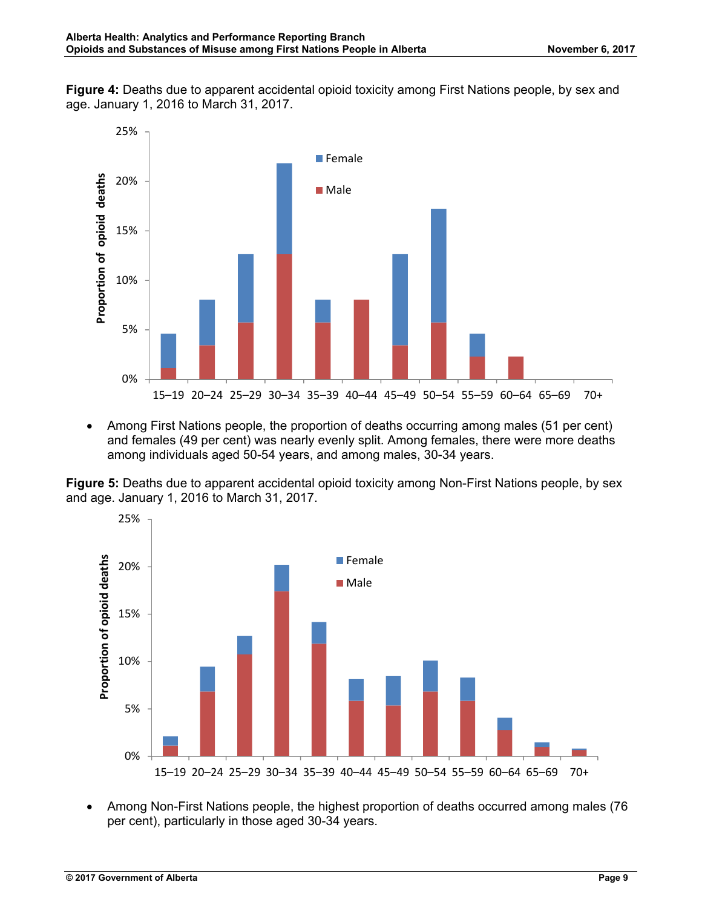**Figure 4:** Deaths due to apparent accidental opioid toxicity among First Nations people, by sex and age. January 1, 2016 to March 31, 2017.

- Among First Nations people, the proportion of deaths occurring among males (51 per cent) and females (49 per cent) was nearly evenly split. Among females, there were more deaths among individuals aged 50-54 years, and among males, 30-34 years.

**Figure 5:** Deaths due to apparent accidental opioid toxicity among Non-First Nations people, by sex and age. January 1, 2016 to March 31, 2017.

- Among Non-First Nations people, the highest proportion of deaths occurred among males (76 per cent), particularly in those aged 30-34 years.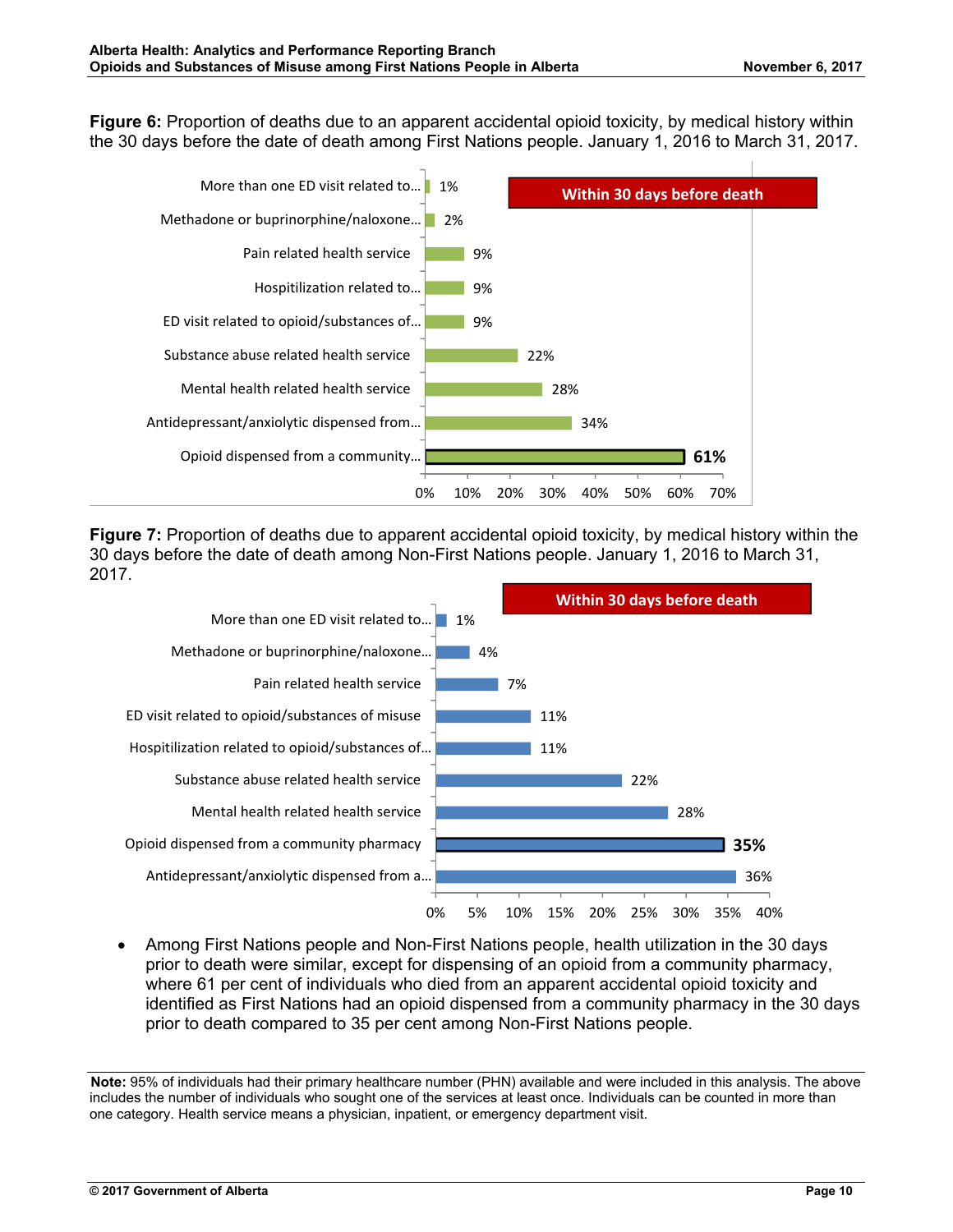**Figure 6:** Proportion of deaths due to an apparent accidental opioid toxicity, by medical history within the 30 days before the date of death among First Nations people. January 1, 2016 to March 31, 2017.

| Within 30 days before death | |
|---|---|
| More than one ED visit related to... | 1% |
| Methadone or buprinorphine/naloxone... | 2% |
| Pain related health service | 9% |
| Hospitilization related to... | 9% |
| ED visit related to opioid/substances of... | 9% |
| Substance abuse related health service | 22% |
| Mental health related health service | 28% |
| Antidepressant/anxiolytic dispensed from... | 34% |
| Opioid dispensed from a community... | **61%** |

**Figure 7:** Proportion of deaths due to apparent accidental opioid toxicity, by medical history within the 30 days before the date of death among Non-First Nations people. January 1, 2016 to March 31, 2017.

| Within 30 days before death | |
|---|---|
| More than one ED visit related to... | 1% |
| Methadone or buprinorphine/naloxone... | 4% |
| Pain related health service | 7% |
| ED visit related to opioid/substances of misuse | 11% |
| Hospitilization related to opioid/substances of... | 11% |
| Substance abuse related health service | 22% |
| Mental health related health service | 28% |
| Opioid dispensed from a community pharmacy | **35%** |
| Antidepressant/anxiolytic dispensed from a... | 36% |

- Among First Nations people and Non-First Nations people, health utilization in the 30 days prior to death were similar, except for dispensing of an opioid from a community pharmacy, where 61 per cent of individuals who died from an apparent accidental opioid toxicity and identified as First Nations had an opioid dispensed from a community pharmacy in the 30 days prior to death compared to 35 per cent among Non-First Nations people.

**Note:** 95% of individuals had their primary healthcare number (PHN) available and were included in this analysis. The above includes the number of individuals who sought one of the services at least once. Individuals can be counted in more than one category. Health service means a physician, inpatient, or emergency department visit.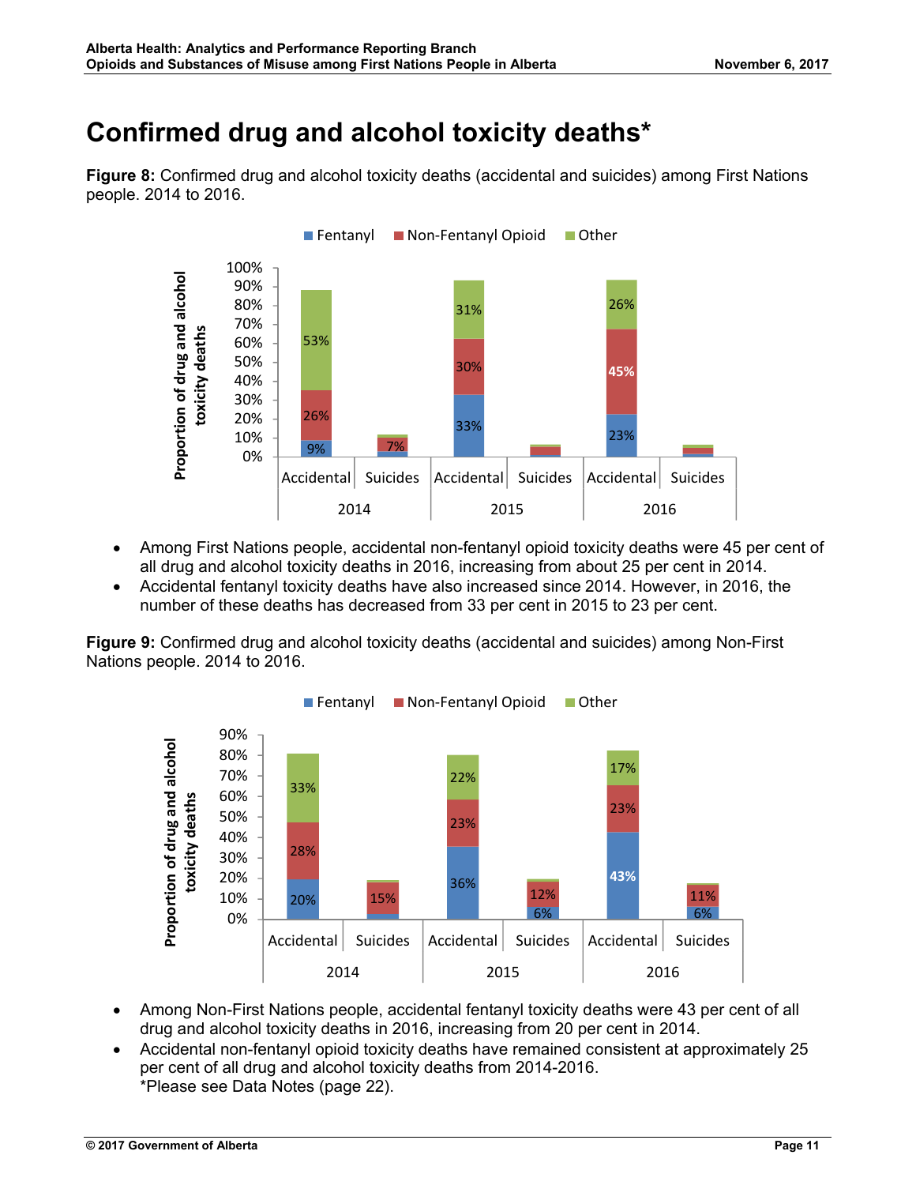# Confirmed drug and alcohol toxicity deaths*

**Figure 8:** Confirmed drug and alcohol toxicity deaths (accidental and suicides) among First Nations people. 2014 to 2016.

- Among First Nations people, accidental non-fentanyl opioid toxicity deaths were 45 per cent of all drug and alcohol toxicity deaths in 2016, increasing from about 25 per cent in 2014.
- Accidental fentanyl toxicity deaths have also increased since 2014. However, in 2016, the number of these deaths has decreased from 33 per cent in 2015 to 23 per cent.

**Figure 9:** Confirmed drug and alcohol toxicity deaths (accidental and suicides) among Non-First Nations people. 2014 to 2016.

- Among Non-First Nations people, accidental fentanyl toxicity deaths were 43 per cent of all drug and alcohol toxicity deaths in 2016, increasing from 20 per cent in 2014.
- Accidental non-fentanyl opioid toxicity deaths have remained consistent at approximately 25 per cent of all drug and alcohol toxicity deaths from 2014-2016.

*Please see Data Notes (page 22).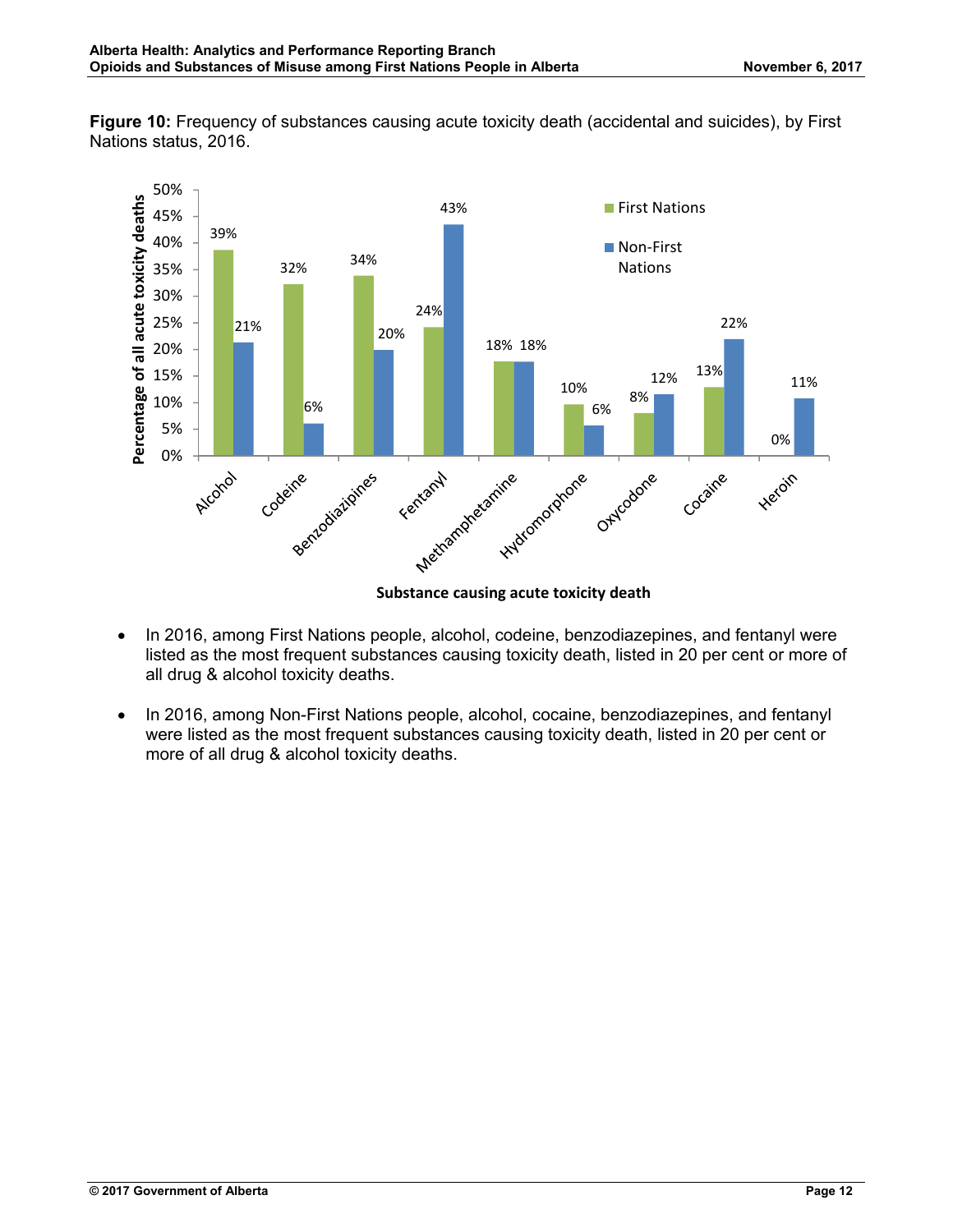**Figure 10:** Frequency of substances causing acute toxicity death (accidental and suicides), by First Nations status, 2016.

| Substance causing acute toxicity death | First Nations | Non-First Nations |
|---|---|---|
| Alcohol | 39% | 21% |
| Codeine | 32% | 6% |
| Benzodiazipines | 34% | 20% |
| Fentanyl | 24% | 43% |
| Methamphetamine | 18% | 18% |
| Hydromorphone | 10% | 6% |
| Oxycodone | 8% | 12% |
| Cocaine | 13% | 22% |
| Heroin | 0% | 11% |

- In 2016, among First Nations people, alcohol, codeine, benzodiazepines, and fentanyl were listed as the most frequent substances causing toxicity death, listed in 20 per cent or more of all drug & alcohol toxicity deaths.
- In 2016, among Non-First Nations people, alcohol, cocaine, benzodiazepines, and fentanyl were listed as the most frequent substances causing toxicity death, listed in 20 per cent or more of all drug & alcohol toxicity deaths.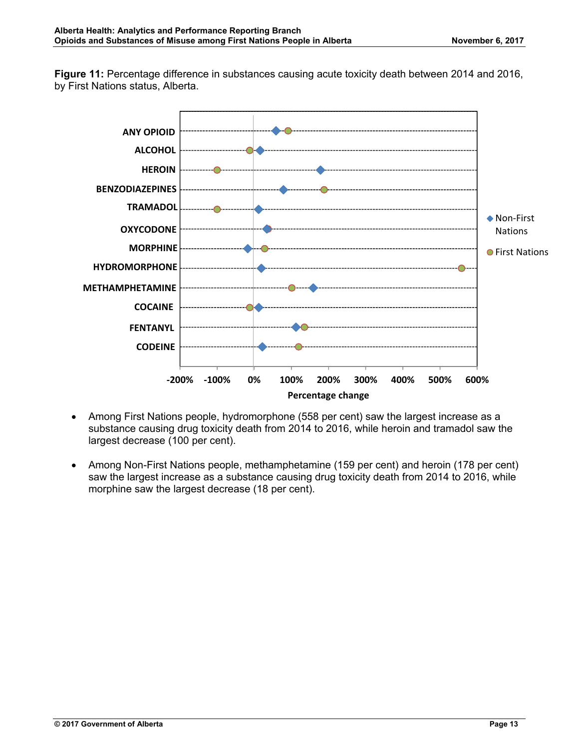**Figure 11:** Percentage difference in substances causing acute toxicity death between 2014 and 2016, by First Nations status, Alberta.

- Among First Nations people, hydromorphone (558 per cent) saw the largest increase as a substance causing drug toxicity death from 2014 to 2016, while heroin and tramadol saw the largest decrease (100 per cent).
- Among Non-First Nations people, methamphetamine (159 per cent) and heroin (178 per cent) saw the largest increase as a substance causing drug toxicity death from 2014 to 2016, while morphine saw the largest decrease (18 per cent).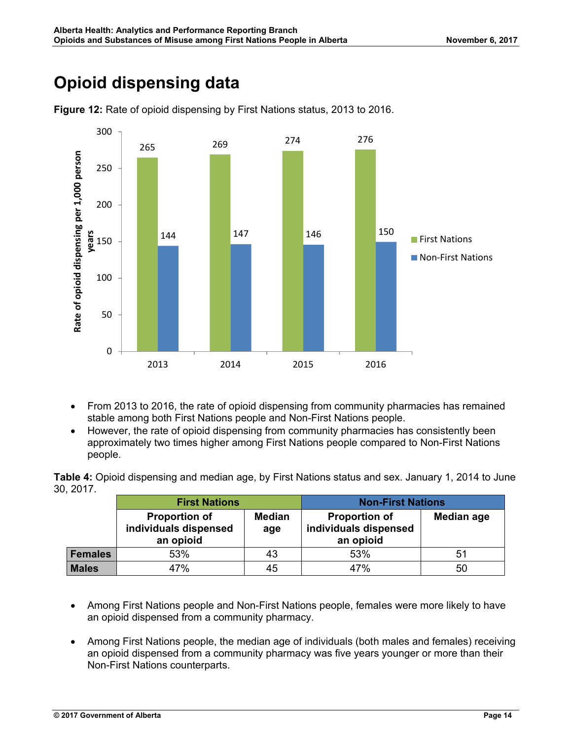# Opioid dispensing data

**Figure 12:** Rate of opioid dispensing by First Nations status, 2013 to 2016.

| Year | First Nations | Non-First Nations |
|---|---|---|
| 2013 | 265 | 144 |
| 2014 | 269 | 147 |
| 2015 | 274 | 146 |
| 2016 | 276 | 150 |

*Rate of opioid dispensing per 1,000 person years*

- From 2013 to 2016, the rate of opioid dispensing from community pharmacies has remained stable among both First Nations people and Non-First Nations people.
- However, the rate of opioid dispensing from community pharmacies has consistently been approximately two times higher among First Nations people compared to Non-First Nations people.

**Table 4:** Opioid dispensing and median age, by First Nations status and sex. January 1, 2014 to June 30, 2017.

| | First Nations | | Non-First Nations | |
|---|---|---|---|---|
| | Proportion of individuals dispensed an opioid | Median age | Proportion of individuals dispensed an opioid | Median age |
| **Females** | 53% | 43 | 53% | 51 |
| **Males** | 47% | 45 | 47% | 50 |

- Among First Nations people and Non-First Nations people, females were more likely to have an opioid dispensed from a community pharmacy.

- Among First Nations people, the median age of individuals (both males and females) receiving an opioid dispensed from a community pharmacy was five years younger or more than their Non-First Nations counterparts.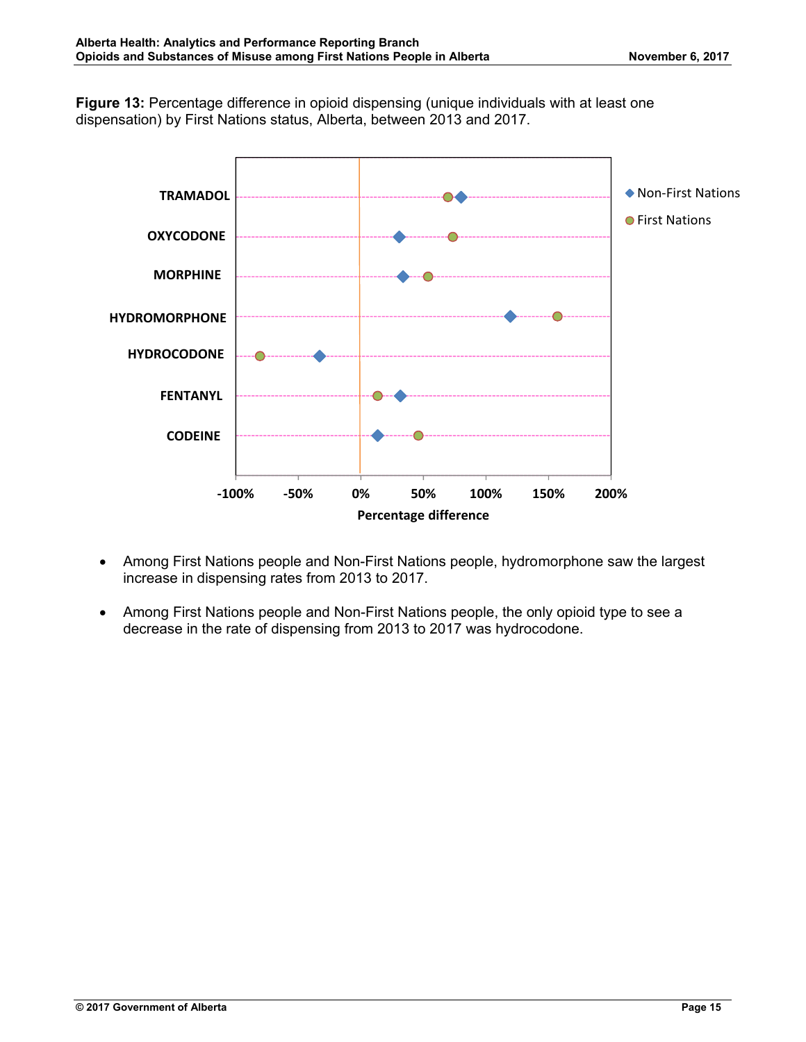**Figure 13:** Percentage difference in opioid dispensing (unique individuals with at least one dispensation) by First Nations status, Alberta, between 2013 and 2017.

- Among First Nations people and Non-First Nations people, hydromorphone saw the largest increase in dispensing rates from 2013 to 2017.
- Among First Nations people and Non-First Nations people, the only opioid type to see a decrease in the rate of dispensing from 2013 to 2017 was hydrocodone.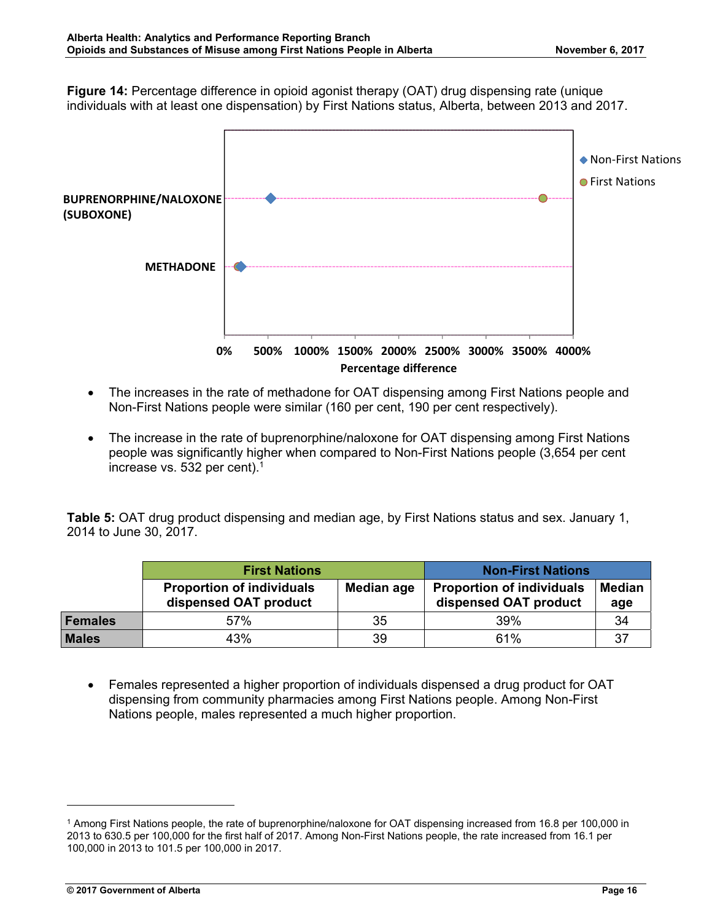**Figure 14:** Percentage difference in opioid agonist therapy (OAT) drug dispensing rate (unique individuals with at least one dispensation) by First Nations status, Alberta, between 2013 and 2017.

- The increases in the rate of methadone for OAT dispensing among First Nations people and Non-First Nations people were similar (160 per cent, 190 per cent respectively).
- The increase in the rate of buprenorphine/naloxone for OAT dispensing among First Nations people was significantly higher when compared to Non-First Nations people (3,654 per cent increase vs. 532 per cent).[1]

**Table 5:** OAT drug product dispensing and median age, by First Nations status and sex. January 1, 2014 to June 30, 2017.

| | First Nations | | Non-First Nations | |
|---|---|---|---|---|
| | Proportion of individuals dispensed OAT product | Median age | Proportion of individuals dispensed OAT product | Median age |
| **Females** | 57% | 35 | 39% | 34 |
| **Males** | 43% | 39 | 61% | 37 |

- Females represented a higher proportion of individuals dispensed a drug product for OAT dispensing from community pharmacies among First Nations people. Among Non-First Nations people, males represented a much higher proportion.

---

[1] Among First Nations people, the rate of buprenorphine/naloxone for OAT dispensing increased from 16.8 per 100,000 in 2013 to 630.5 per 100,000 for the first half of 2017. Among Non-First Nations people, the rate increased from 16.1 per 100,000 in 2013 to 101.5 per 100,000 in 2017.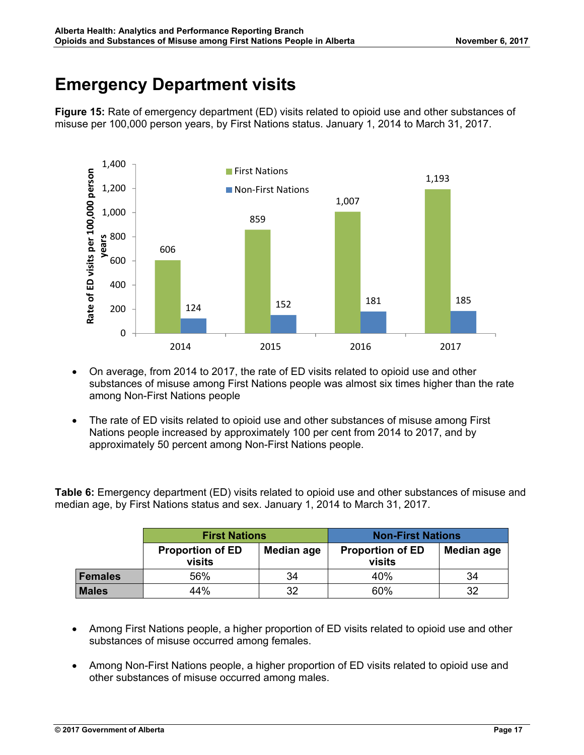# Emergency Department visits

**Figure 15:** Rate of emergency department (ED) visits related to opioid use and other substances of misuse per 100,000 person years, by First Nations status. January 1, 2014 to March 31, 2017.

| Year | First Nations | Non-First Nations |
|---|---|---|
| 2014 | 606 | 124 |
| 2015 | 859 | 152 |
| 2016 | 1,007 | 181 |
| 2017 | 1,193 | 185 |

- On average, from 2014 to 2017, the rate of ED visits related to opioid use and other substances of misuse among First Nations people was almost six times higher than the rate among Non-First Nations people
- The rate of ED visits related to opioid use and other substances of misuse among First Nations people increased by approximately 100 per cent from 2014 to 2017, and by approximately 50 percent among Non-First Nations people.

**Table 6:** Emergency department (ED) visits related to opioid use and other substances of misuse and median age, by First Nations status and sex. January 1, 2014 to March 31, 2017.

| | First Nations | | Non-First Nations | |
|---|---|---|---|---|
| | Proportion of ED visits | Median age | Proportion of ED visits | Median age |
| **Females** | 56% | 34 | 40% | 34 |
| **Males** | 44% | 32 | 60% | 32 |

- Among First Nations people, a higher proportion of ED visits related to opioid use and other substances of misuse occurred among females.
- Among Non-First Nations people, a higher proportion of ED visits related to opioid use and other substances of misuse occurred among males.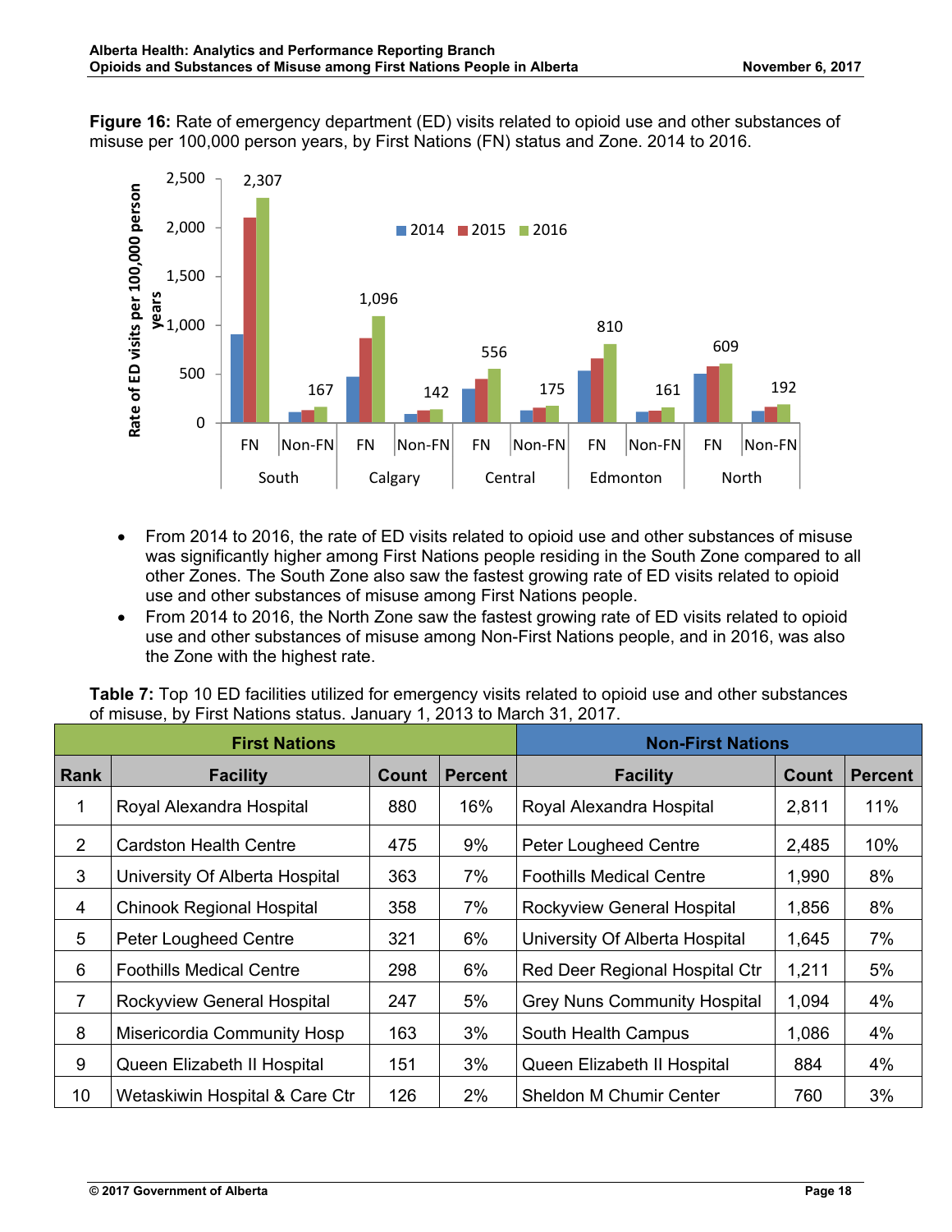**Figure 16:** Rate of emergency department (ED) visits related to opioid use and other substances of misuse per 100,000 person years, by First Nations (FN) status and Zone. 2014 to 2016.

- From 2014 to 2016, the rate of ED visits related to opioid use and other substances of misuse was significantly higher among First Nations people residing in the South Zone compared to all other Zones. The South Zone also saw the fastest growing rate of ED visits related to opioid use and other substances of misuse among First Nations people.
- From 2014 to 2016, the North Zone saw the fastest growing rate of ED visits related to opioid use and other substances of misuse among Non-First Nations people, and in 2016, was also the Zone with the highest rate.

**Table 7:** Top 10 ED facilities utilized for emergency visits related to opioid use and other substances of misuse, by First Nations status. January 1, 2013 to March 31, 2017.

| | First Nations | | | Non-First Nations | | |
|---|---|---|---|---|---|---|
| **Rank** | **Facility** | **Count** | **Percent** | **Facility** | **Count** | **Percent** |
| 1 | Royal Alexandra Hospital | 880 | 16% | Royal Alexandra Hospital | 2,811 | 11% |
| 2 | Cardston Health Centre | 475 | 9% | Peter Lougheed Centre | 2,485 | 10% |
| 3 | University Of Alberta Hospital | 363 | 7% | Foothills Medical Centre | 1,990 | 8% |
| 4 | Chinook Regional Hospital | 358 | 7% | Rockyview General Hospital | 1,856 | 8% |
| 5 | Peter Lougheed Centre | 321 | 6% | University Of Alberta Hospital | 1,645 | 7% |
| 6 | Foothills Medical Centre | 298 | 6% | Red Deer Regional Hospital Ctr | 1,211 | 5% |
| 7 | Rockyview General Hospital | 247 | 5% | Grey Nuns Community Hospital | 1,094 | 4% |
| 8 | Misericordia Community Hosp | 163 | 3% | South Health Campus | 1,086 | 4% |
| 9 | Queen Elizabeth II Hospital | 151 | 3% | Queen Elizabeth II Hospital | 884 | 4% |
| 10 | Wetaskiwin Hospital & Care Ctr | 126 | 2% | Sheldon M Chumir Center | 760 | 3% |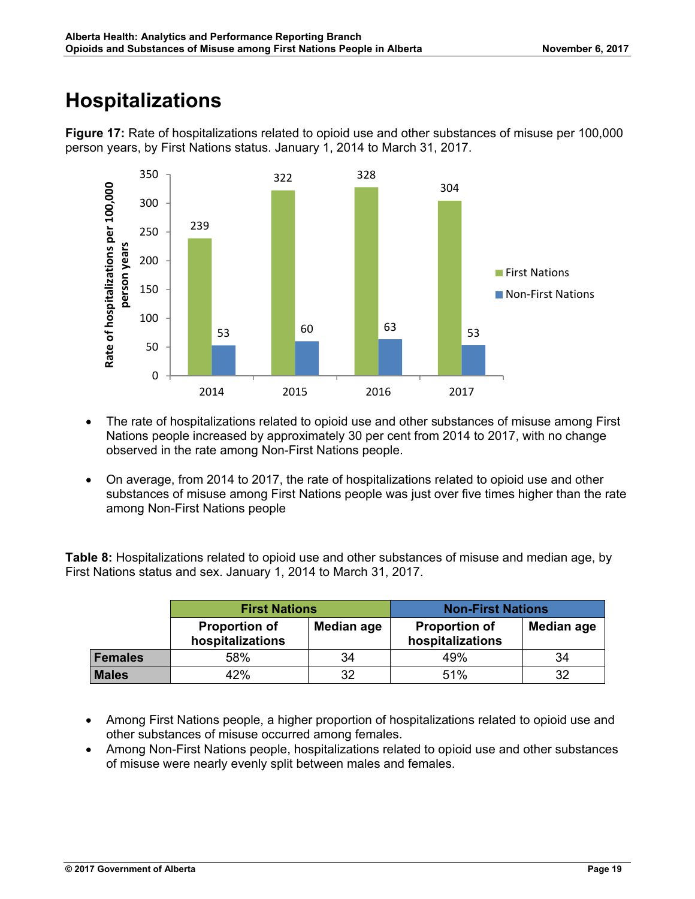# Hospitalizations

**Figure 17:** Rate of hospitalizations related to opioid use and other substances of misuse per 100,000 person years, by First Nations status. January 1, 2014 to March 31, 2017.

| Year | First Nations | Non-First Nations |
|---|---|---|
| 2014 | 239 | 53 |
| 2015 | 322 | 60 |
| 2016 | 328 | 63 |
| 2017 | 304 | 53 |

- The rate of hospitalizations related to opioid use and other substances of misuse among First Nations people increased by approximately 30 per cent from 2014 to 2017, with no change observed in the rate among Non-First Nations people.

- On average, from 2014 to 2017, the rate of hospitalizations related to opioid use and other substances of misuse among First Nations people was just over five times higher than the rate among Non-First Nations people

**Table 8:** Hospitalizations related to opioid use and other substances of misuse and median age, by First Nations status and sex. January 1, 2014 to March 31, 2017.

| | First Nations | | Non-First Nations | |
|---|---|---|---|---|
| | Proportion of hospitalizations | Median age | Proportion of hospitalizations | Median age |
| **Females** | 58% | 34 | 49% | 34 |
| **Males** | 42% | 32 | 51% | 32 |

- Among First Nations people, a higher proportion of hospitalizations related to opioid use and other substances of misuse occurred among females.
- Among Non-First Nations people, hospitalizations related to opioid use and other substances of misuse were nearly evenly split between males and females.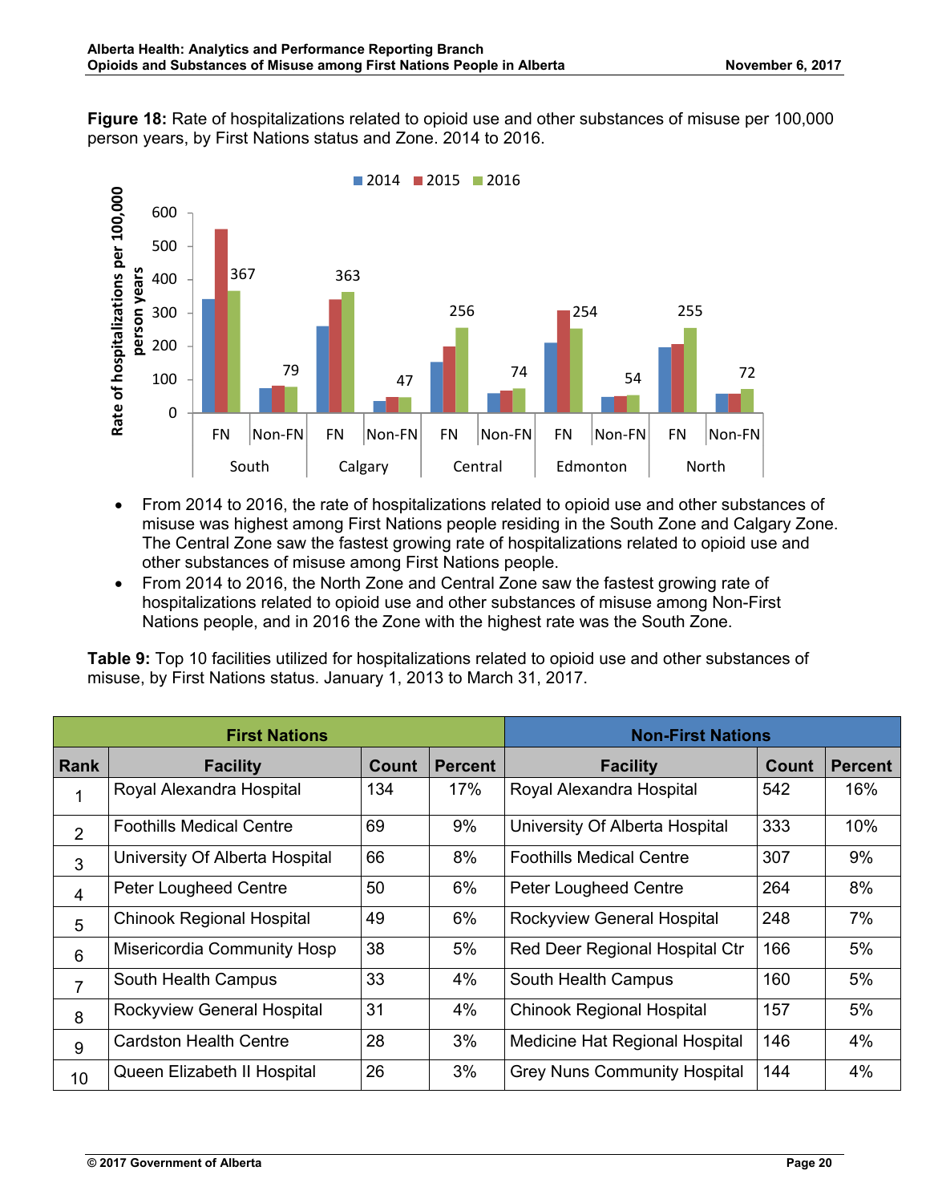**Figure 18:** Rate of hospitalizations related to opioid use and other substances of misuse per 100,000 person years, by First Nations status and Zone. 2014 to 2016.

- From 2014 to 2016, the rate of hospitalizations related to opioid use and other substances of misuse was highest among First Nations people residing in the South Zone and Calgary Zone. The Central Zone saw the fastest growing rate of hospitalizations related to opioid use and other substances of misuse among First Nations people.
- From 2014 to 2016, the North Zone and Central Zone saw the fastest growing rate of hospitalizations related to opioid use and other substances of misuse among Non-First Nations people, and in 2016 the Zone with the highest rate was the South Zone.

**Table 9:** Top 10 facilities utilized for hospitalizations related to opioid use and other substances of misuse, by First Nations status. January 1, 2013 to March 31, 2017.

| | First Nations | | | Non-First Nations | | |
|---|---|---|---|---|---|---|
| **Rank** | **Facility** | **Count** | **Percent** | **Facility** | **Count** | **Percent** |
| 1 | Royal Alexandra Hospital | 134 | 17% | Royal Alexandra Hospital | 542 | 16% |
| 2 | Foothills Medical Centre | 69 | 9% | University Of Alberta Hospital | 333 | 10% |
| 3 | University Of Alberta Hospital | 66 | 8% | Foothills Medical Centre | 307 | 9% |
| 4 | Peter Lougheed Centre | 50 | 6% | Peter Lougheed Centre | 264 | 8% |
| 5 | Chinook Regional Hospital | 49 | 6% | Rockyview General Hospital | 248 | 7% |
| 6 | Misericordia Community Hosp | 38 | 5% | Red Deer Regional Hospital Ctr | 166 | 5% |
| 7 | South Health Campus | 33 | 4% | South Health Campus | 160 | 5% |
| 8 | Rockyview General Hospital | 31 | 4% | Chinook Regional Hospital | 157 | 5% |
| 9 | Cardston Health Centre | 28 | 3% | Medicine Hat Regional Hospital | 146 | 4% |
| 10 | Queen Elizabeth II Hospital | 26 | 3% | Grey Nuns Community Hospital | 144 | 4% |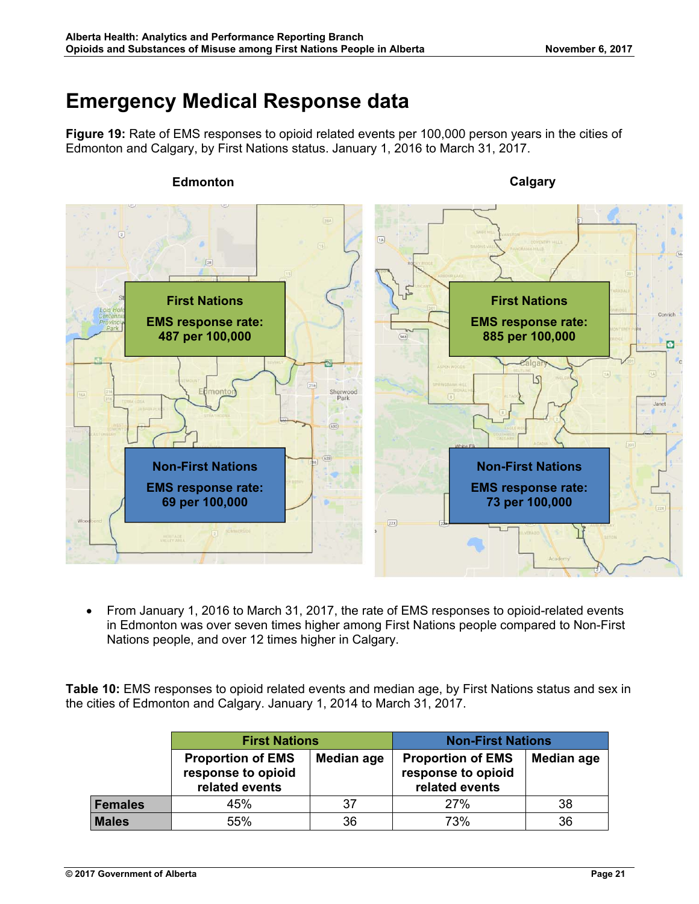# Emergency Medical Response data

**Figure 19:** Rate of EMS responses to opioid related events per 100,000 person years in the cities of Edmonton and Calgary, by First Nations status. January 1, 2016 to March 31, 2017.

**Edmonton**

First Nations
EMS response rate:
487 per 100,000

Non-First Nations
EMS response rate:
69 per 100,000

**Calgary**

First Nations
EMS response rate:
885 per 100,000

Non-First Nations
EMS response rate:
73 per 100,000

- From January 1, 2016 to March 31, 2017, the rate of EMS responses to opioid-related events in Edmonton was over seven times higher among First Nations people compared to Non-First Nations people, and over 12 times higher in Calgary.

**Table 10:** EMS responses to opioid related events and median age, by First Nations status and sex in the cities of Edmonton and Calgary. January 1, 2014 to March 31, 2017.

| | First Nations | | Non-First Nations | |
|---|---|---|---|---|
| | Proportion of EMS response to opioid related events | Median age | Proportion of EMS response to opioid related events | Median age |
| **Females** | 45% | 37 | 27% | 38 |
| **Males** | 55% | 36 | 73% | 36 |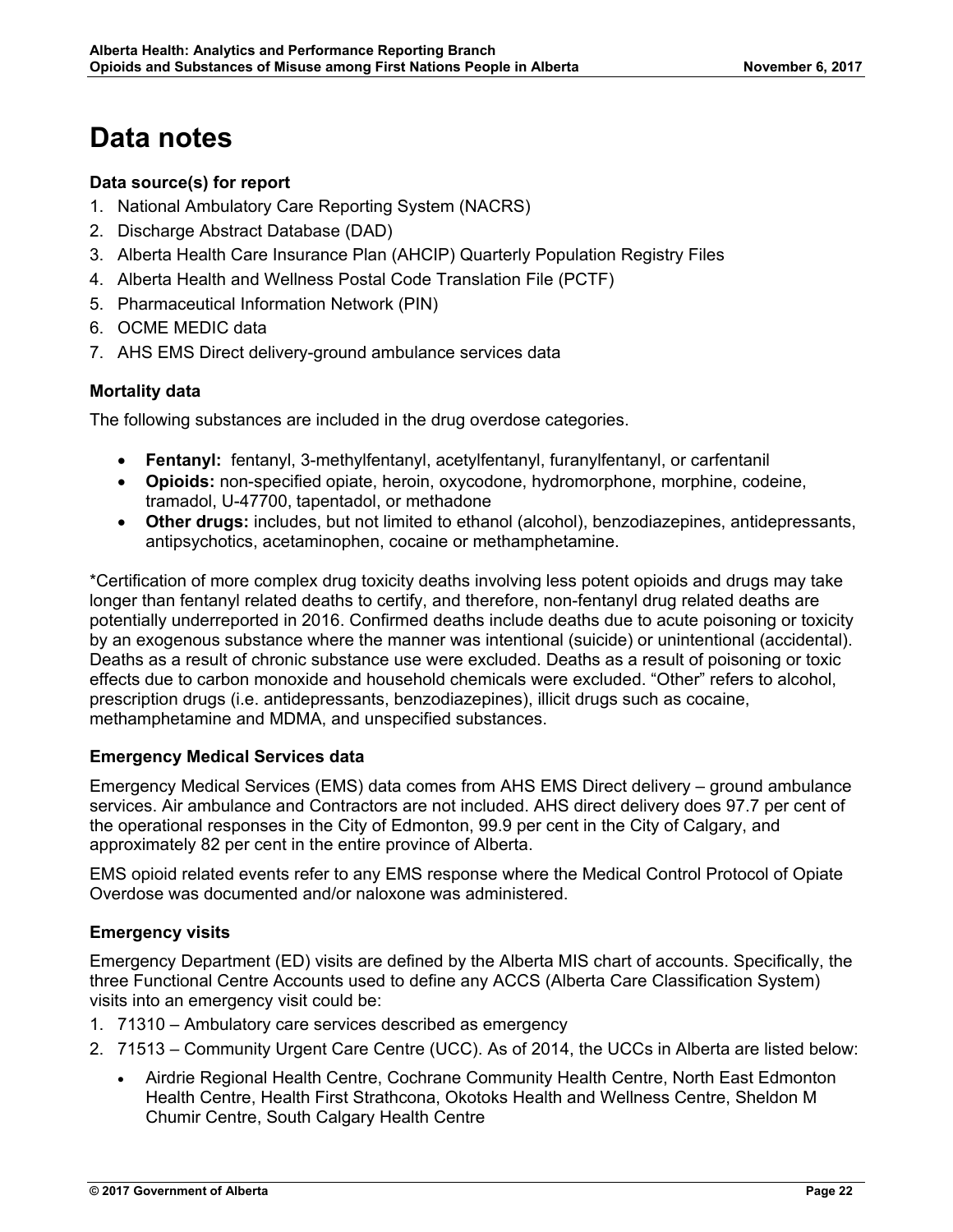# Data notes

**Data source(s) for report**

1. National Ambulatory Care Reporting System (NACRS)
2. Discharge Abstract Database (DAD)
3. Alberta Health Care Insurance Plan (AHCIP) Quarterly Population Registry Files
4. Alberta Health and Wellness Postal Code Translation File (PCTF)
5. Pharmaceutical Information Network (PIN)
6. OCME MEDIC data
7. AHS EMS Direct delivery-ground ambulance services data

**Mortality data**

The following substances are included in the drug overdose categories.

- **Fentanyl:** fentanyl, 3-methylfentanyl, acetylfentanyl, furanylfentanyl, or carfentanil
- **Opioids:** non-specified opiate, heroin, oxycodone, hydromorphone, morphine, codeine, tramadol, U-47700, tapentadol, or methadone
- **Other drugs:** includes, but not limited to ethanol (alcohol), benzodiazepines, antidepressants, antipsychotics, acetaminophen, cocaine or methamphetamine.

*Certification of more complex drug toxicity deaths involving less potent opioids and drugs may take longer than fentanyl related deaths to certify, and therefore, non-fentanyl drug related deaths are potentially underreported in 2016. Confirmed deaths include deaths due to acute poisoning or toxicity by an exogenous substance where the manner was intentional (suicide) or unintentional (accidental). Deaths as a result of chronic substance use were excluded. Deaths as a result of poisoning or toxic effects due to carbon monoxide and household chemicals were excluded. "Other" refers to alcohol, prescription drugs (i.e. antidepressants, benzodiazepines), illicit drugs such as cocaine, methamphetamine and MDMA, and unspecified substances.

**Emergency Medical Services data**

Emergency Medical Services (EMS) data comes from AHS EMS Direct delivery – ground ambulance services. Air ambulance and Contractors are not included. AHS direct delivery does 97.7 per cent of the operational responses in the City of Edmonton, 99.9 per cent in the City of Calgary, and approximately 82 per cent in the entire province of Alberta.

EMS opioid related events refer to any EMS response where the Medical Control Protocol of Opiate Overdose was documented and/or naloxone was administered.

**Emergency visits**

Emergency Department (ED) visits are defined by the Alberta MIS chart of accounts. Specifically, the three Functional Centre Accounts used to define any ACCS (Alberta Care Classification System) visits into an emergency visit could be:

1. 71310 – Ambulatory care services described as emergency
2. 71513 – Community Urgent Care Centre (UCC). As of 2014, the UCCs in Alberta are listed below:
   - Airdrie Regional Health Centre, Cochrane Community Health Centre, North East Edmonton Health Centre, Health First Strathcona, Okotoks Health and Wellness Centre, Sheldon M Chumir Centre, South Calgary Health Centre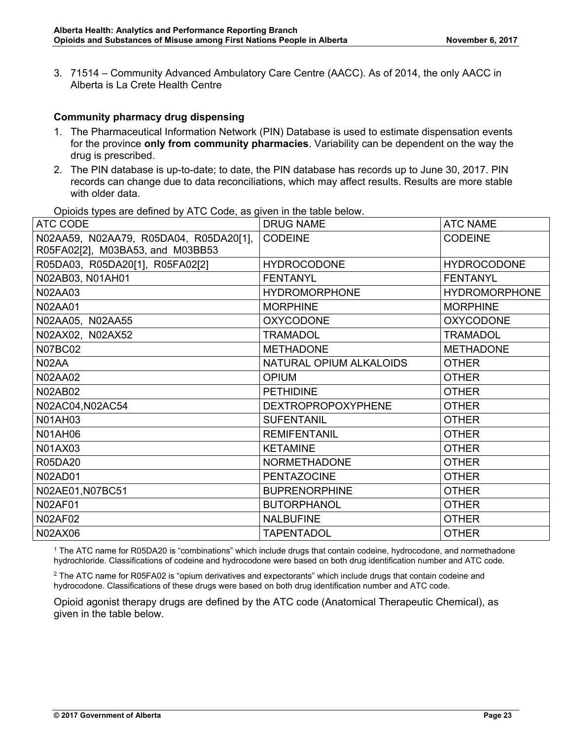3. 71514 – Community Advanced Ambulatory Care Centre (AACC). As of 2014, the only AACC in Alberta is La Crete Health Centre

**Community pharmacy drug dispensing**

1. The Pharmaceutical Information Network (PIN) Database is used to estimate dispensation events for the province **only from community pharmacies**. Variability can be dependent on the way the drug is prescribed.
2. The PIN database is up-to-date; to date, the PIN database has records up to June 30, 2017. PIN records can change due to data reconciliations, which may affect results. Results are more stable with older data.

Opioids types are defined by ATC Code, as given in the table below.

| ATC CODE | DRUG NAME | ATC NAME |
|---|---|---|
| N02AA59, N02AA79, R05DA04, R05DA20[1], R05FA02[2], M03BA53, and M03BB53 | CODEINE | CODEINE |
| R05DA03, R05DA20[1], R05FA02[2] | HYDROCODONE | HYDROCODONE |
| N02AB03, N01AH01 | FENTANYL | FENTANYL |
| N02AA03 | HYDROMORPHONE | HYDROMORPHONE |
| N02AA01 | MORPHINE | MORPHINE |
| N02AA05, N02AA55 | OXYCODONE | OXYCODONE |
| N02AX02, N02AX52 | TRAMADOL | TRAMADOL |
| N07BC02 | METHADONE | METHADONE |
| N02AA | NATURAL OPIUM ALKALOIDS | OTHER |
| N02AA02 | OPIUM | OTHER |
| N02AB02 | PETHIDINE | OTHER |
| N02AC04,N02AC54 | DEXTROPROPOXYPHENE | OTHER |
| N01AH03 | SUFENTANIL | OTHER |
| N01AH06 | REMIFENTANIL | OTHER |
| N01AX03 | KETAMINE | OTHER |
| R05DA20 | NORMETHADONE | OTHER |
| N02AD01 | PENTAZOCINE | OTHER |
| N02AE01,N07BC51 | BUPRENORPHINE | OTHER |
| N02AF01 | BUTORPHANOL | OTHER |
| N02AF02 | NALBUFINE | OTHER |
| N02AX06 | TAPENTADOL | OTHER |

[1] The ATC name for R05DA20 is “combinations” which include drugs that contain codeine, hydrocodone, and normethadone hydrochloride. Classifications of codeine and hydrocodone were based on both drug identification number and ATC code.

[2] The ATC name for R05FA02 is “opium derivatives and expectorants” which include drugs that contain codeine and hydrocodone. Classifications of these drugs were based on both drug identification number and ATC code.

Opioid agonist therapy drugs are defined by the ATC code (Anatomical Therapeutic Chemical), as given in the table below.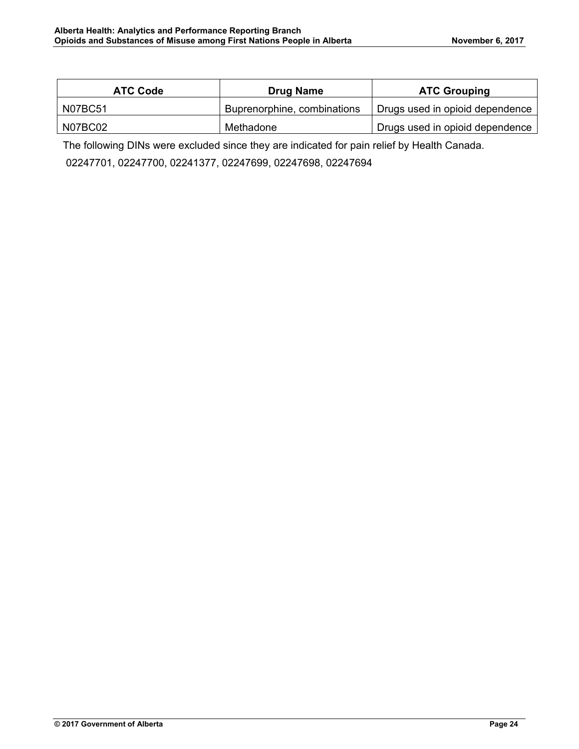| ATC Code | Drug Name | ATC Grouping |
| --- | --- | --- |
| N07BC51 | Buprenorphine, combinations | Drugs used in opioid dependence |
| N07BC02 | Methadone | Drugs used in opioid dependence |

The following DINs were excluded since they are indicated for pain relief by Health Canada.

02247701, 02247700, 02241377, 02247699, 02247698, 02247694